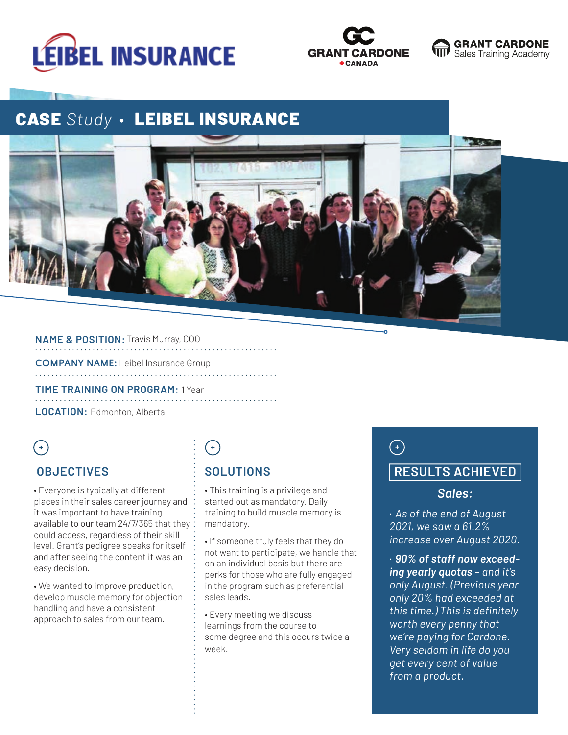LEIBEL INSURANCE

GRANT CARDONE CANADA

GRANT CARDONE Sales Training Academy

# CASE *Study* • LEIBEL INSURANCE

**NAME & POSITION:** Travis Murray, COO

**COMPANY NAME:** Leibel Insurance Group

**TIME TRAINING ON PROGRAM:** 1 Year

**LOCATION:** Edmonton, Alberta

## OBJECTIVES

- Everyone is typically at different places in their sales career journey and it was important to have training available to our team 24/7/365 that they could access, regardless of their skill level. Grant's pedigree speaks for itself and after seeing the content it was an easy decision.

- We wanted to improve production, develop muscle memory for objection handling and have a consistent approach to sales from our team.

## SOLUTIONS

- This training is a privilege and started out as mandatory. Daily training to build muscle memory is mandatory.

- If someone truly feels that they do not want to participate, we handle that on an individual basis but there are perks for those who are fully engaged in the program such as preferential sales leads.

- Every meeting we discuss learnings from the course to some degree and this occurs twice a week.

## RESULTS ACHIEVED

### *Sales:*

- *As of the end of August 2021, we saw a 61.2% increase over August 2020.*

- ***90% of staff now exceeding yearly quotas*** *– and it's only August. (Previous year only 20% had exceeded at this time.) This is definitely worth every penny that we're paying for Cardone. Very seldom in life do you get every cent of value from a product.*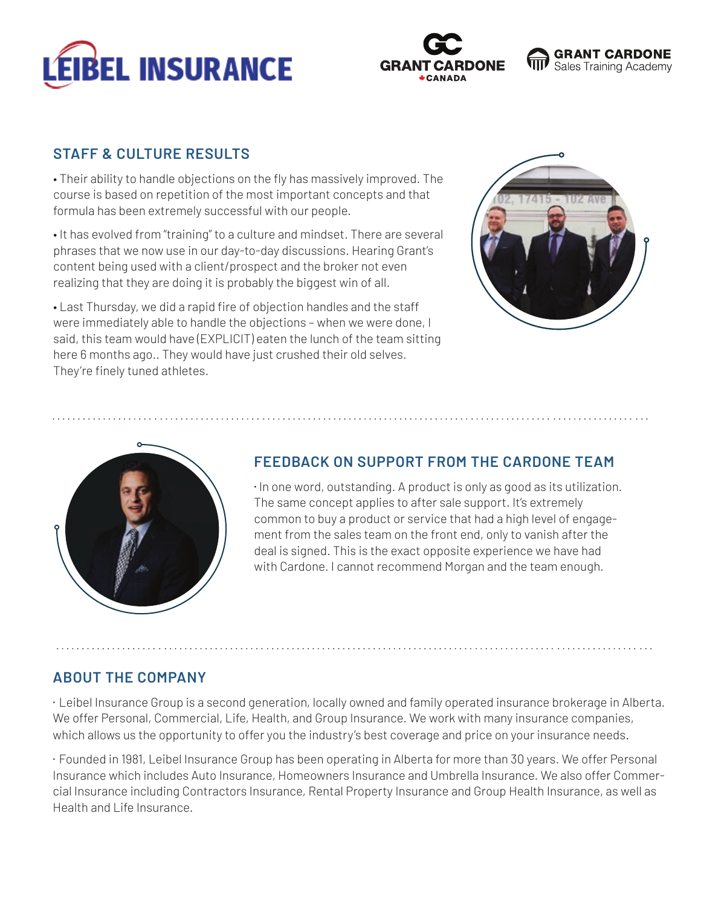LEIBEL INSURANCE

GRANT CARDONE CANADA

GRANT CARDONE Sales Training Academy

## STAFF & CULTURE RESULTS

• Their ability to handle objections on the fly has massively improved. The course is based on repetition of the most important concepts and that formula has been extremely successful with our people.

• It has evolved from "training" to a culture and mindset. There are several phrases that we now use in our day-to-day discussions. Hearing Grant's content being used with a client/prospect and the broker not even realizing that they are doing it is probably the biggest win of all.

• Last Thursday, we did a rapid fire of objection handles and the staff were immediately able to handle the objections – when we were done, I said, this team would have (EXPLICIT) eaten the lunch of the team sitting here 6 months ago.. They would have just crushed their old selves. They're finely tuned athletes.

## FEEDBACK ON SUPPORT FROM THE CARDONE TEAM

• In one word, outstanding. A product is only as good as its utilization. The same concept applies to after sale support. It's extremely common to buy a product or service that had a high level of engagement from the sales team on the front end, only to vanish after the deal is signed. This is the exact opposite experience we have had with Cardone. I cannot recommend Morgan and the team enough.

## ABOUT THE COMPANY

• Leibel Insurance Group is a second generation, locally owned and family operated insurance brokerage in Alberta. We offer Personal, Commercial, Life, Health, and Group Insurance. We work with many insurance companies, which allows us the opportunity to offer you the industry's best coverage and price on your insurance needs.

• Founded in 1981, Leibel Insurance Group has been operating in Alberta for more than 30 years. We offer Personal Insurance which includes Auto Insurance, Homeowners Insurance and Umbrella Insurance. We also offer Commercial Insurance including Contractors Insurance, Rental Property Insurance and Group Health Insurance, as well as Health and Life Insurance.